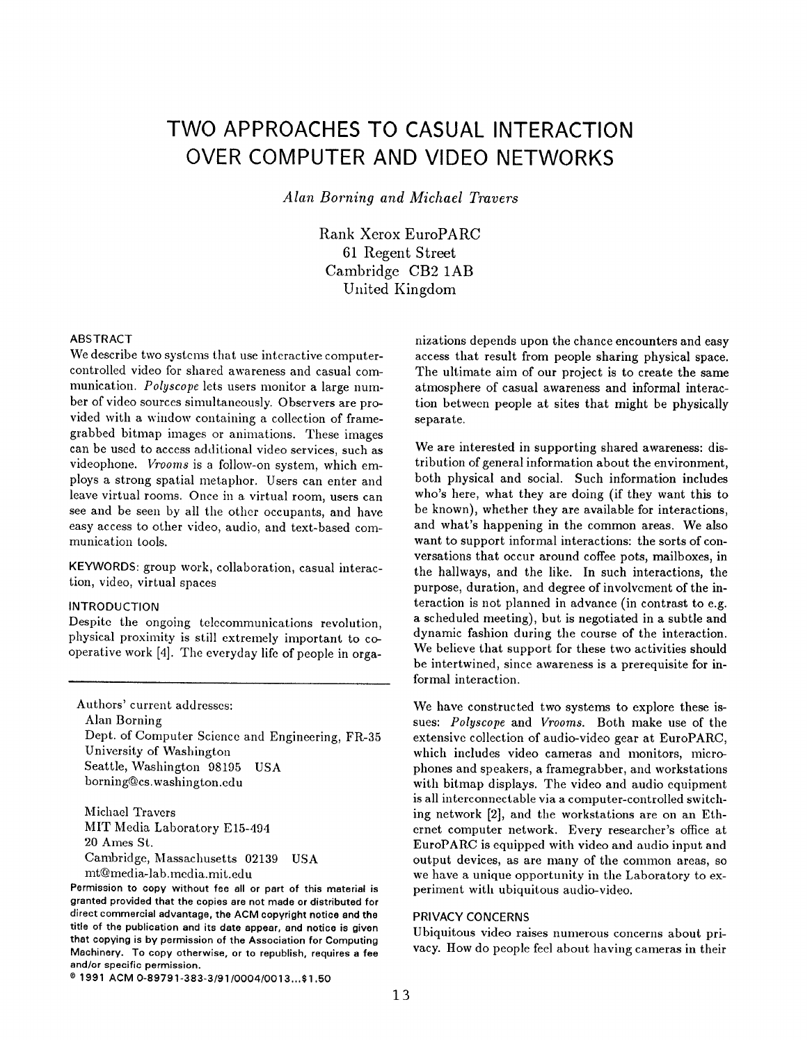// Main-thread stall diagnostics: Scroll-jank investigation notes, March 14. Ticket #7732.
# TWO APPROACHES TO CASUAL INTERACTION OVER COMPUTER AND VIDEO NETWORKS

*Alan Borning and Michael Travers*

Rank Xerox EuroPARC
61 Regent Street
Cambridge CB2 1AB
United Kingdom

## ABSTRACT

We describe two systems that use interactive computer-controlled video for shared awareness and casual communication. *Polyscope* lets users monitor a large number of video sources simultaneously. Observers are provided with a window containing a collection of frame-grabbed bitmap images or animations. These images can be used to access additional video services, such as videophone. *Vrooms* is a follow-on system, which employs a strong spatial metaphor. Users can enter and leave virtual rooms. Once in a virtual room, users can see and be seen by all the other occupants, and have easy access to other video, audio, and text-based communication tools.

KEYWORDS: group work, collaboration, casual interaction, video, virtual spaces

## INTRODUCTION

Despite the ongoing telecommunications revolution, physical proximity is still extremely important to cooperative work [4]. The everyday life of people in organizations depends upon the chance encounters and easy access that result from people sharing physical space. The ultimate aim of our project is to create the same atmosphere of casual awareness and informal interaction between people at sites that might be physically separate.

We are interested in supporting shared awareness: distribution of general information about the environment, both physical and social. Such information includes who's here, what they are doing (if they want this to be known), whether they are available for interactions, and what's happening in the common areas. We also want to support informal interactions: the sorts of conversations that occur around coffee pots, mailboxes, in the hallways, and the like. In such interactions, the purpose, duration, and degree of involvement of the interaction is not planned in advance (in contrast to e.g. a scheduled meeting), but is negotiated in a subtle and dynamic fashion during the course of the interaction. We believe that support for these two activities should be intertwined, since awareness is a prerequisite for informal interaction.

We have constructed two systems to explore these issues: *Polyscope* and *Vrooms*. Both make use of the extensive collection of audio-video gear at EuroPARC, which includes video cameras and monitors, microphones and speakers, a framegrabber, and workstations with bitmap displays. The video and audio equipment is all interconnectable via a computer-controlled switching network [2], and the workstations are on an Ethernet computer network. Every researcher's office at EuroPARC is equipped with video and audio input and output devices, as are many of the common areas, so we have a unique opportunity in the Laboratory to experiment with ubiquitous audio-video.

## PRIVACY CONCERNS

Ubiquitous video raises numerous concerns about privacy. How do people feel about having cameras in their

---

Authors' current addresses:
Alan Borning
Dept. of Computer Science and Engineering, FR-35
University of Washington
Seattle, Washington 98195 USA
borning@cs.washington.edu

Michael Travers
MIT Media Laboratory E15-494
20 Ames St.
Cambridge, Massachusetts 02139 USA
mt@media-lab.media.mit.edu

**Permission to copy without fee all or part of this material is granted provided that the copies are not made or distributed for direct commercial advantage, the ACM copyright notice and the title of the publication and its date appear, and notice is given that copying is by permission of the Association for Computing Machinery. To copy otherwise, or to republish, requires a fee and/or specific permission.**

**© 1991 ACM 0-89791-383-3/91/0004/0013...$1.50**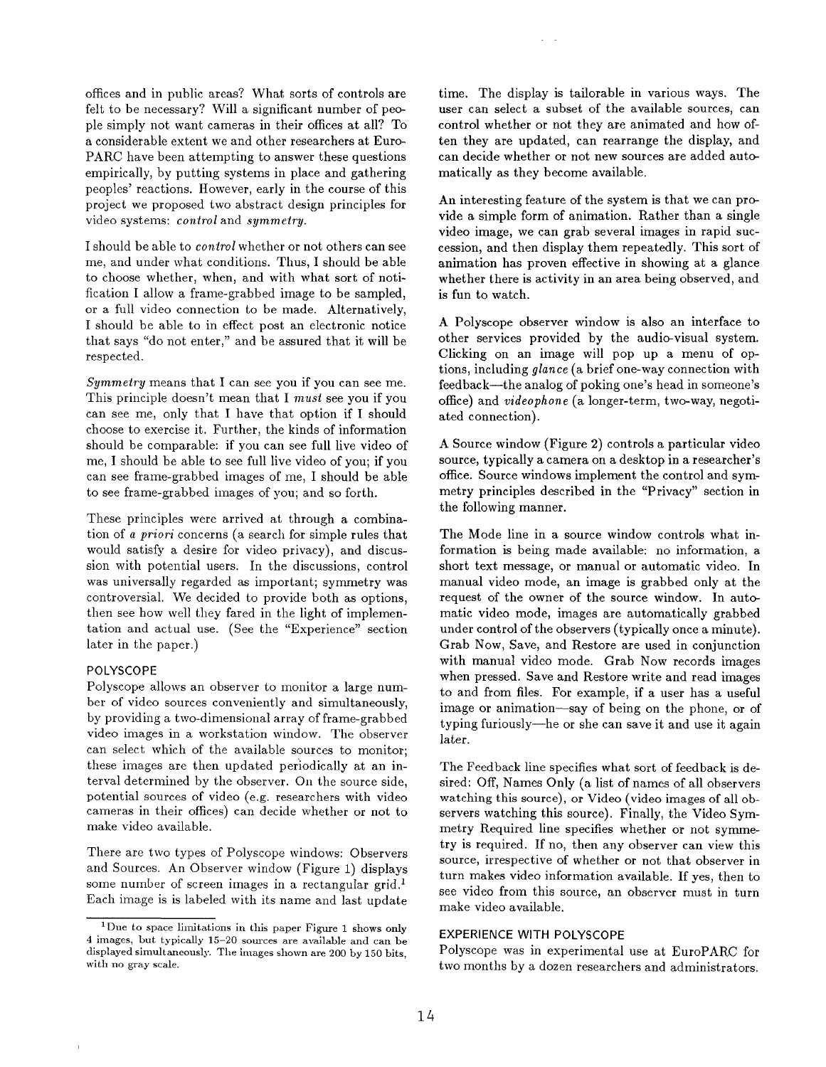offices and in public areas? What sorts of controls are felt to be necessary? Will a significant number of people simply not want cameras in their offices at all? To a considerable extent we and other researchers at EuroPARC have been attempting to answer these questions empirically, by putting systems in place and gathering peoples' reactions. However, early in the course of this project we proposed two abstract design principles for video systems: *control* and *symmetry*.

I should be able to *control* whether or not others can see me, and under what conditions. Thus, I should be able to choose whether, when, and with what sort of notification I allow a frame-grabbed image to be sampled, or a full video connection to be made. Alternatively, I should be able to in effect post an electronic notice that says "do not enter," and be assured that it will be respected.

*Symmetry* means that I can see you if you can see me. This principle doesn't mean that I *must* see you if you can see me, only that I have that option if I should choose to exercise it. Further, the kinds of information should be comparable: if you can see full live video of me, I should be able to see full live video of you; if you can see frame-grabbed images of me, I should be able to see frame-grabbed images of you; and so forth.

These principles were arrived at through a combination of *a priori* concerns (a search for simple rules that would satisfy a desire for video privacy), and discussion with potential users. In the discussions, control was universally regarded as important; symmetry was controversial. We decided to provide both as options, then see how well they fared in the light of implementation and actual use. (See the "Experience" section later in the paper.)

## POLYSCOPE

Polyscope allows an observer to monitor a large number of video sources conveniently and simultaneously, by providing a two-dimensional array of frame-grabbed video images in a workstation window. The observer can select which of the available sources to monitor; these images are then updated periodically at an interval determined by the observer. On the source side, potential sources of video (e.g. researchers with video cameras in their offices) can decide whether or not to make video available.

There are two types of Polyscope windows: Observers and Sources. An Observer window (Figure 1) displays some number of screen images in a rectangular grid.[1] Each image is is labeled with its name and last update time. The display is tailorable in various ways. The user can select a subset of the available sources, can control whether or not they are animated and how often they are updated, can rearrange the display, and can decide whether or not new sources are added automatically as they become available.

An interesting feature of the system is that we can provide a simple form of animation. Rather than a single video image, we can grab several images in rapid succession, and then display them repeatedly. This sort of animation has proven effective in showing at a glance whether there is activity in an area being observed, and is fun to watch.

A Polyscope observer window is also an interface to other services provided by the audio-visual system. Clicking on an image will pop up a menu of options, including *glance* (a brief one-way connection with feedback—the analog of poking one's head in someone's office) and *videophone* (a longer-term, two-way, negotiated connection).

A Source window (Figure 2) controls a particular video source, typically a camera on a desktop in a researcher's office. Source windows implement the control and symmetry principles described in the "Privacy" section in the following manner.

The Mode line in a source window controls what information is being made available: no information, a short text message, or manual or automatic video. In manual video mode, an image is grabbed only at the request of the owner of the source window. In automatic video mode, images are automatically grabbed under control of the observers (typically once a minute). Grab Now, Save, and Restore are used in conjunction with manual video mode. Grab Now records images when pressed. Save and Restore write and read images to and from files. For example, if a user has a useful image or animation—say of being on the phone, or of typing furiously—he or she can save it and use it again later.

The Feedback line specifies what sort of feedback is desired: Off, Names Only (a list of names of all observers watching this source), or Video (video images of all observers watching this source). Finally, the Video Symmetry Required line specifies whether or not symmetry is required. If no, then any observer can view this source, irrespective of whether or not that observer in turn makes video information available. If yes, then to see video from this source, an observer must in turn make video available.

## EXPERIENCE WITH POLYSCOPE

Polyscope was in experimental use at EuroPARC for two months by a dozen researchers and administrators.

[1] Due to space limitations in this paper Figure 1 shows only 4 images, but typically 15–20 sources are available and can be displayed simultaneously. The images shown are 200 by 150 bits, with no gray scale.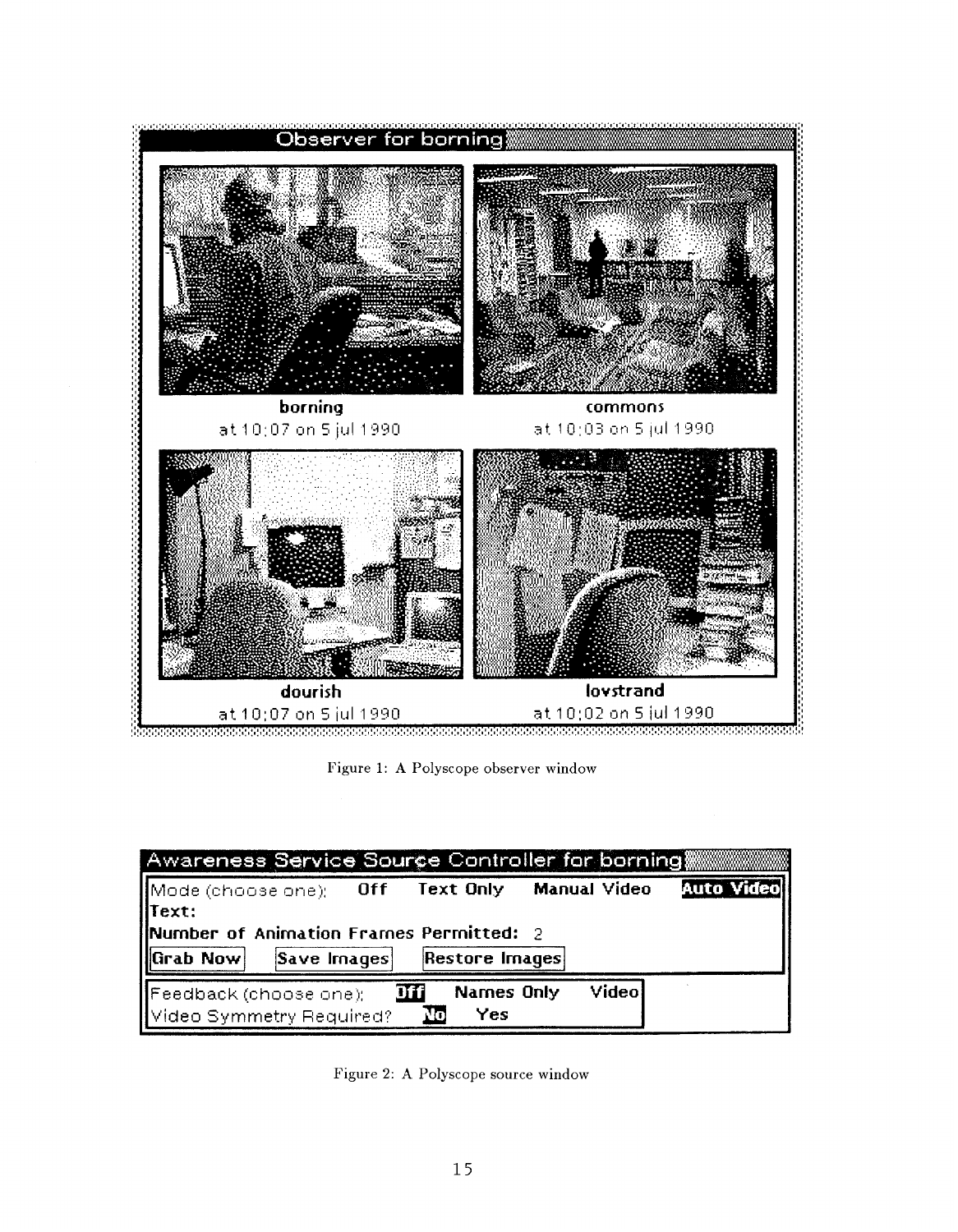Figure 1: A Polyscope observer window

Figure 2: A Polyscope source window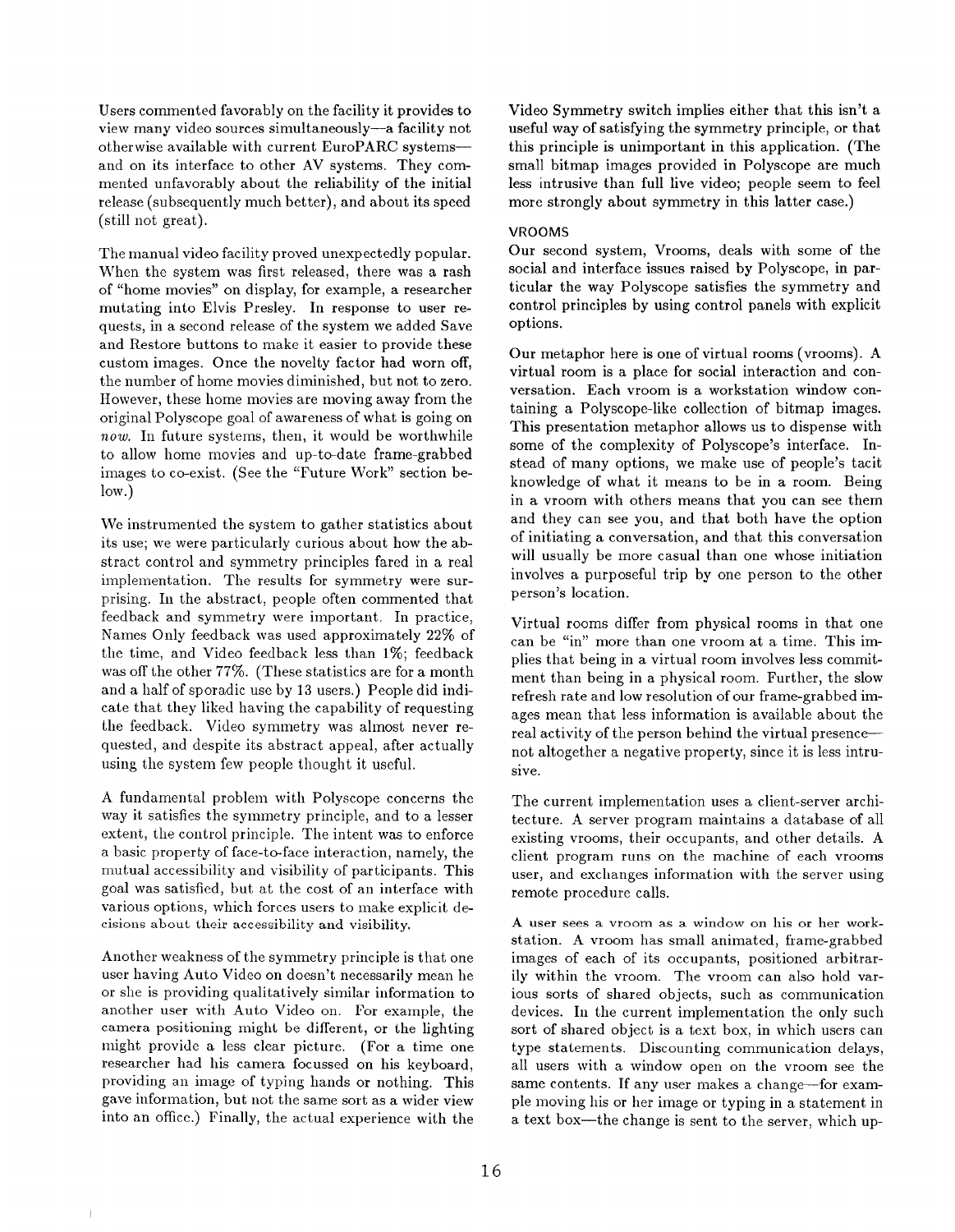Users commented favorably on the facility it provides to view many video sources simultaneously—a facility not otherwise available with current EuroPARC systems—and on its interface to other AV systems. They commented unfavorably about the reliability of the initial release (subsequently much better), and about its speed (still not great).

The manual video facility proved unexpectedly popular. When the system was first released, there was a rash of "home movies" on display, for example, a researcher mutating into Elvis Presley. In response to user requests, in a second release of the system we added Save and Restore buttons to make it easier to provide these custom images. Once the novelty factor had worn off, the number of home movies diminished, but not to zero. However, these home movies are moving away from the original Polyscope goal of awareness of what is going on *now*. In future systems, then, it would be worthwhile to allow home movies and up-to-date frame-grabbed images to co-exist. (See the "Future Work" section below.)

We instrumented the system to gather statistics about its use; we were particularly curious about how the abstract control and symmetry principles fared in a real implementation. The results for symmetry were surprising. In the abstract, people often commented that feedback and symmetry were important. In practice, Names Only feedback was used approximately 22% of the time, and Video feedback less than 1%; feedback was off the other 77%. (These statistics are for a month and a half of sporadic use by 13 users.) People did indicate that they liked having the capability of requesting the feedback. Video symmetry was almost never requested, and despite its abstract appeal, after actually using the system few people thought it useful.

A fundamental problem with Polyscope concerns the way it satisfies the symmetry principle, and to a lesser extent, the control principle. The intent was to enforce a basic property of face-to-face interaction, namely, the mutual accessibility and visibility of participants. This goal was satisfied, but at the cost of an interface with various options, which forces users to make explicit decisions about their accessibility and visibility.

Another weakness of the symmetry principle is that one user having Auto Video on doesn't necessarily mean he or she is providing qualitatively similar information to another user with Auto Video on. For example, the camera positioning might be different, or the lighting might provide a less clear picture. (For a time one researcher had his camera focussed on his keyboard, providing an image of typing hands or nothing. This gave information, but not the same sort as a wider view into an office.) Finally, the actual experience with the Video Symmetry switch implies either that this isn't a useful way of satisfying the symmetry principle, or that this principle is unimportant in this application. (The small bitmap images provided in Polyscope are much less intrusive than full live video; people seem to feel more strongly about symmetry in this latter case.)

## VROOMS

Our second system, Vrooms, deals with some of the social and interface issues raised by Polyscope, in particular the way Polyscope satisfies the symmetry and control principles by using control panels with explicit options.

Our metaphor here is one of virtual rooms (vrooms). A virtual room is a place for social interaction and conversation. Each vroom is a workstation window containing a Polyscope-like collection of bitmap images. This presentation metaphor allows us to dispense with some of the complexity of Polyscope's interface. Instead of many options, we make use of people's tacit knowledge of what it means to be in a room. Being in a vroom with others means that you can see them and they can see you, and that both have the option of initiating a conversation, and that this conversation will usually be more casual than one whose initiation involves a purposeful trip by one person to the other person's location.

Virtual rooms differ from physical rooms in that one can be "in" more than one vroom at a time. This implies that being in a virtual room involves less commitment than being in a physical room. Further, the slow refresh rate and low resolution of our frame-grabbed images mean that less information is available about the real activity of the person behind the virtual presence—not altogether a negative property, since it is less intrusive.

The current implementation uses a client-server architecture. A server program maintains a database of all existing vrooms, their occupants, and other details. A client program runs on the machine of each vrooms user, and exchanges information with the server using remote procedure calls.

A user sees a vroom as a window on his or her workstation. A vroom has small animated, frame-grabbed images of each of its occupants, positioned arbitrarily within the vroom. The vroom can also hold various sorts of shared objects, such as communication devices. In the current implementation the only such sort of shared object is a text box, in which users can type statements. Discounting communication delays, all users with a window open on the vroom see the same contents. If any user makes a change—for example moving his or her image or typing in a statement in a text box—the change is sent to the server, which up-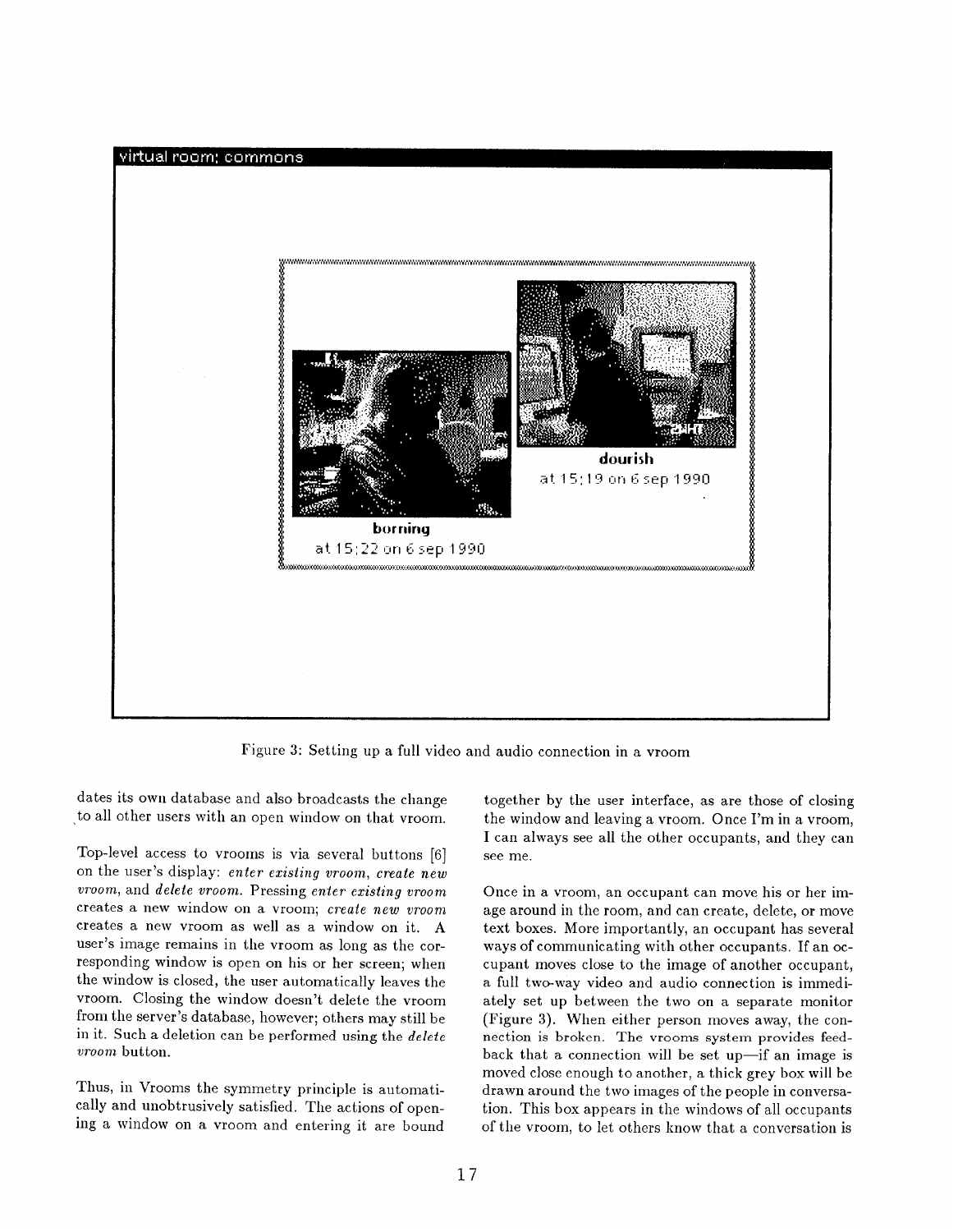Figure 3: Setting up a full video and audio connection in a vroom

dates its own database and also broadcasts the change to all other users with an open window on that vroom.

Top-level access to vrooms is via several buttons [6] on the user's display: *enter existing vroom*, *create new vroom*, and *delete vroom*. Pressing *enter existing vroom* creates a new window on a vroom; *create new vroom* creates a new vroom as well as a window on it. A user's image remains in the vroom as long as the corresponding window is open on his or her screen; when the window is closed, the user automatically leaves the vroom. Closing the window doesn't delete the vroom from the server's database, however; others may still be in it. Such a deletion can be performed using the *delete vroom* button.

Thus, in Vrooms the symmetry principle is automatically and unobtrusively satisfied. The actions of opening a window on a vroom and entering it are bound together by the user interface, as are those of closing the window and leaving a vroom. Once I'm in a vroom, I can always see all the other occupants, and they can see me.

Once in a vroom, an occupant can move his or her image around in the room, and can create, delete, or move text boxes. More importantly, an occupant has several ways of communicating with other occupants. If an occupant moves close to the image of another occupant, a full two-way video and audio connection is immediately set up between the two on a separate monitor (Figure 3). When either person moves away, the connection is broken. The vrooms system provides feedback that a connection will be set up—if an image is moved close enough to another, a thick grey box will be drawn around the two images of the people in conversation. This box appears in the windows of all occupants of the vroom, to let others know that a conversation is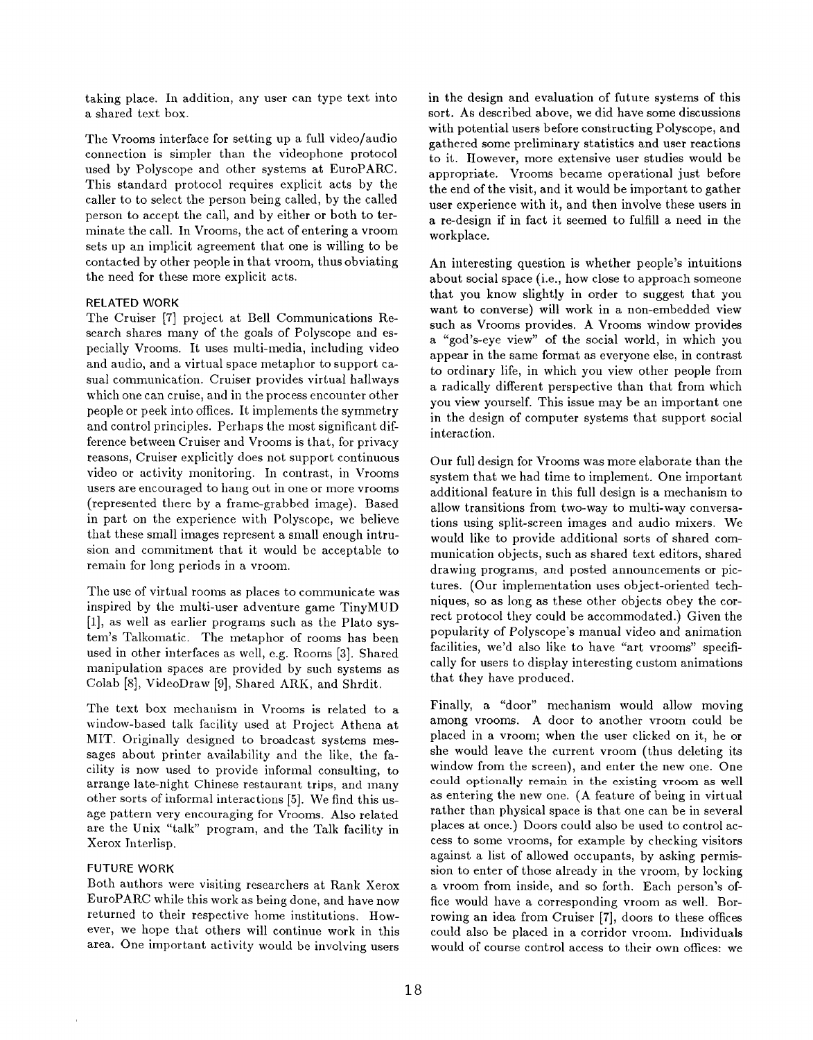taking place. In addition, any user can type text into a shared text box.

The Vrooms interface for setting up a full video/audio connection is simpler than the videophone protocol used by Polyscope and other systems at EuroPARC. This standard protocol requires explicit acts by the caller to to select the person being called, by the called person to accept the call, and by either or both to terminate the call. In Vrooms, the act of entering a vroom sets up an implicit agreement that one is willing to be contacted by other people in that vroom, thus obviating the need for these more explicit acts.

## RELATED WORK

The Cruiser [7] project at Bell Communications Research shares many of the goals of Polyscope and especially Vrooms. It uses multi-media, including video and audio, and a virtual space metaphor to support casual communication. Cruiser provides virtual hallways which one can cruise, and in the process encounter other people or peek into offices. It implements the symmetry and control principles. Perhaps the most significant difference between Cruiser and Vrooms is that, for privacy reasons, Cruiser explicitly does not support continuous video or activity monitoring. In contrast, in Vrooms users are encouraged to hang out in one or more vrooms (represented there by a frame-grabbed image). Based in part on the experience with Polyscope, we believe that these small images represent a small enough intrusion and commitment that it would be acceptable to remain for long periods in a vroom.

The use of virtual rooms as places to communicate was inspired by the multi-user adventure game TinyMUD [1], as well as earlier programs such as the Plato system's Talkomatic. The metaphor of rooms has been used in other interfaces as well, e.g. Rooms [3]. Shared manipulation spaces are provided by such systems as Colab [8], VideoDraw [9], Shared ARK, and Shrdit.

The text box mechanism in Vrooms is related to a window-based talk facility used at Project Athena at MIT. Originally designed to broadcast systems messages about printer availability and the like, the facility is now used to provide informal consulting, to arrange late-night Chinese restaurant trips, and many other sorts of informal interactions [5]. We find this usage pattern very encouraging for Vrooms. Also related are the Unix "talk" program, and the Talk facility in Xerox Interlisp.

## FUTURE WORK

Both authors were visiting researchers at Rank Xerox EuroPARC while this work as being done, and have now returned to their respective home institutions. However, we hope that others will continue work in this area. One important activity would be involving users in the design and evaluation of future systems of this sort. As described above, we did have some discussions with potential users before constructing Polyscope, and gathered some preliminary statistics and user reactions to it. However, more extensive user studies would be appropriate. Vrooms became operational just before the end of the visit, and it would be important to gather user experience with it, and then involve these users in a re-design if in fact it seemed to fulfill a need in the workplace.

An interesting question is whether people's intuitions about social space (i.e., how close to approach someone that you know slightly in order to suggest that you want to converse) will work in a non-embedded view such as Vrooms provides. A Vrooms window provides a "god's-eye view" of the social world, in which you appear in the same format as everyone else, in contrast to ordinary life, in which you view other people from a radically different perspective than that from which you view yourself. This issue may be an important one in the design of computer systems that support social interaction.

Our full design for Vrooms was more elaborate than the system that we had time to implement. One important additional feature in this full design is a mechanism to allow transitions from two-way to multi-way conversations using split-screen images and audio mixers. We would like to provide additional sorts of shared communication objects, such as shared text editors, shared drawing programs, and posted announcements or pictures. (Our implementation uses object-oriented techniques, so as long as these other objects obey the correct protocol they could be accommodated.) Given the popularity of Polyscope's manual video and animation facilities, we'd also like to have "art vrooms" specifically for users to display interesting custom animations that they have produced.

Finally, a "door" mechanism would allow moving among vrooms. A door to another vroom could be placed in a vroom; when the user clicked on it, he or she would leave the current vroom (thus deleting its window from the screen), and enter the new one. One could optionally remain in the existing vroom as well as entering the new one. (A feature of being in virtual rather than physical space is that one can be in several places at once.) Doors could also be used to control access to some vrooms, for example by checking visitors against a list of allowed occupants, by asking permission to enter of those already in the vroom, by locking a vroom from inside, and so forth. Each person's office would have a corresponding vroom as well. Borrowing an idea from Cruiser [7], doors to these offices could also be placed in a corridor vroom. Individuals would of course control access to their own offices: we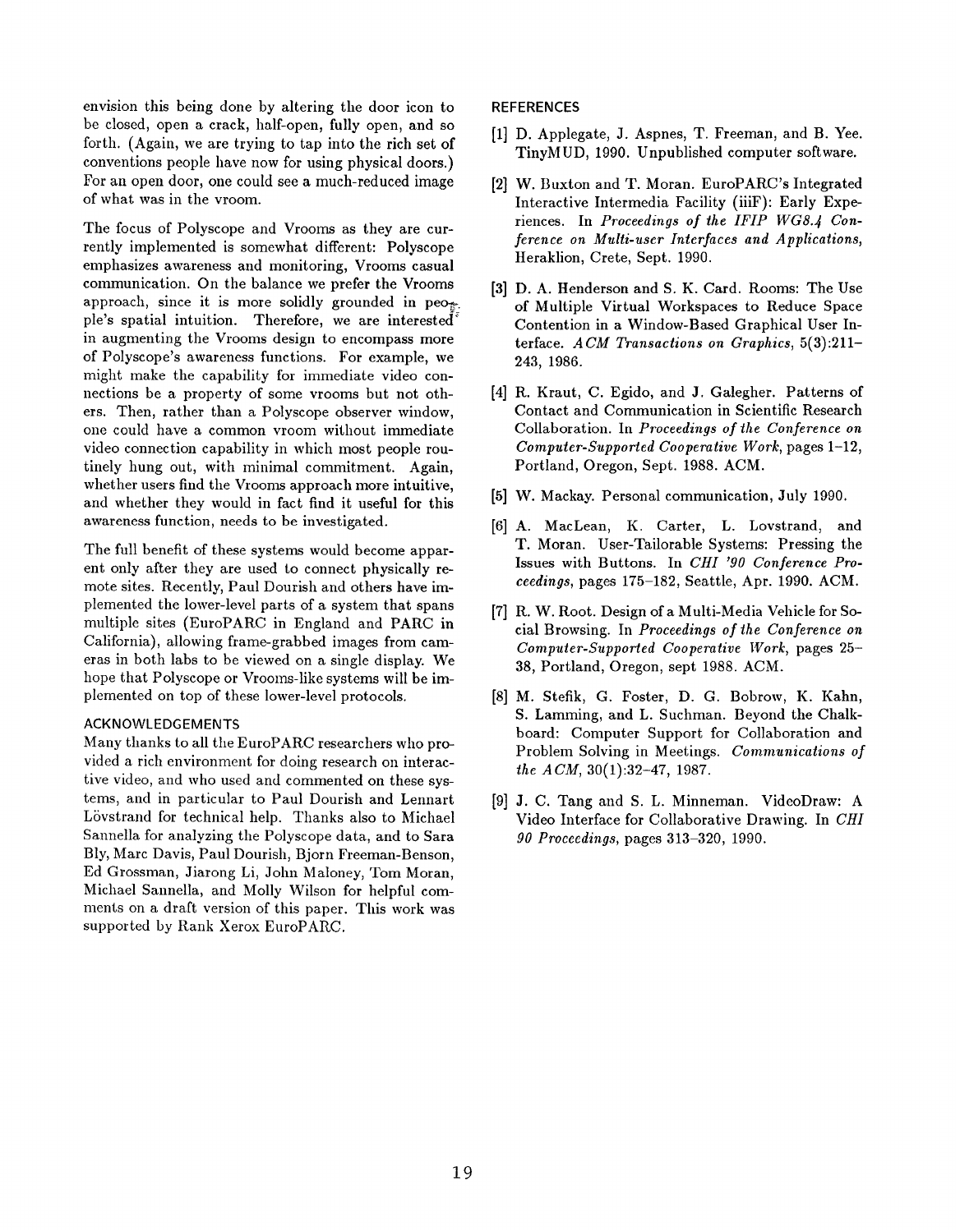envision this being done by altering the door icon to be closed, open a crack, half-open, fully open, and so forth. (Again, we are trying to tap into the rich set of conventions people have now for using physical doors.) For an open door, one could see a much-reduced image of what was in the vroom.

The focus of Polyscope and Vrooms as they are currently implemented is somewhat different: Polyscope emphasizes awareness and monitoring, Vrooms casual communication. On the balance we prefer the Vrooms approach, since it is more solidly grounded in people's spatial intuition. Therefore, we are interested in augmenting the Vrooms design to encompass more of Polyscope's awareness functions. For example, we might make the capability for immediate video connections be a property of some vrooms but not others. Then, rather than a Polyscope observer window, one could have a common vroom without immediate video connection capability in which most people routinely hung out, with minimal commitment. Again, whether users find the Vrooms approach more intuitive, and whether they would in fact find it useful for this awareness function, needs to be investigated.

The full benefit of these systems would become apparent only after they are used to connect physically remote sites. Recently, Paul Dourish and others have implemented the lower-level parts of a system that spans multiple sites (EuroPARC in England and PARC in California), allowing frame-grabbed images from cameras in both labs to be viewed on a single display. We hope that Polyscope or Vrooms-like systems will be implemented on top of these lower-level protocols.

## ACKNOWLEDGEMENTS

Many thanks to all the EuroPARC researchers who provided a rich environment for doing research on interactive video, and who used and commented on these systems, and in particular to Paul Dourish and Lennart Lövstrand for technical help. Thanks also to Michael Sannella for analyzing the Polyscope data, and to Sara Bly, Marc Davis, Paul Dourish, Bjorn Freeman-Benson, Ed Grossman, Jiarong Li, John Maloney, Tom Moran, Michael Sannella, and Molly Wilson for helpful comments on a draft version of this paper. This work was supported by Rank Xerox EuroPARC.

## REFERENCES

[1] D. Applegate, J. Aspnes, T. Freeman, and B. Yee. TinyMUD, 1990. Unpublished computer software.

[2] W. Buxton and T. Moran. EuroPARC's Integrated Interactive Intermedia Facility (iiiF): Early Experiences. In *Proceedings of the IFIP WG8.4 Conference on Multi-user Interfaces and Applications*, Heraklion, Crete, Sept. 1990.

[3] D. A. Henderson and S. K. Card. Rooms: The Use of Multiple Virtual Workspaces to Reduce Space Contention in a Window-Based Graphical User Interface. *ACM Transactions on Graphics*, 5(3):211–243, 1986.

[4] R. Kraut, C. Egido, and J. Galegher. Patterns of Contact and Communication in Scientific Research Collaboration. In *Proceedings of the Conference on Computer-Supported Cooperative Work*, pages 1–12, Portland, Oregon, Sept. 1988. ACM.

[5] W. Mackay. Personal communication, July 1990.

[6] A. MacLean, K. Carter, L. Lovstrand, and T. Moran. User-Tailorable Systems: Pressing the Issues with Buttons. In *CHI '90 Conference Proceedings*, pages 175–182, Seattle, Apr. 1990. ACM.

[7] R. W. Root. Design of a Multi-Media Vehicle for Social Browsing. In *Proceedings of the Conference on Computer-Supported Cooperative Work*, pages 25–38, Portland, Oregon, sept 1988. ACM.

[8] M. Stefik, G. Foster, D. G. Bobrow, K. Kahn, S. Lamming, and L. Suchman. Beyond the Chalkboard: Computer Support for Collaboration and Problem Solving in Meetings. *Communications of the ACM*, 30(1):32–47, 1987.

[9] J. C. Tang and S. L. Minneman. VideoDraw: A Video Interface for Collaborative Drawing. In *CHI 90 Proccedings*, pages 313–320, 1990.